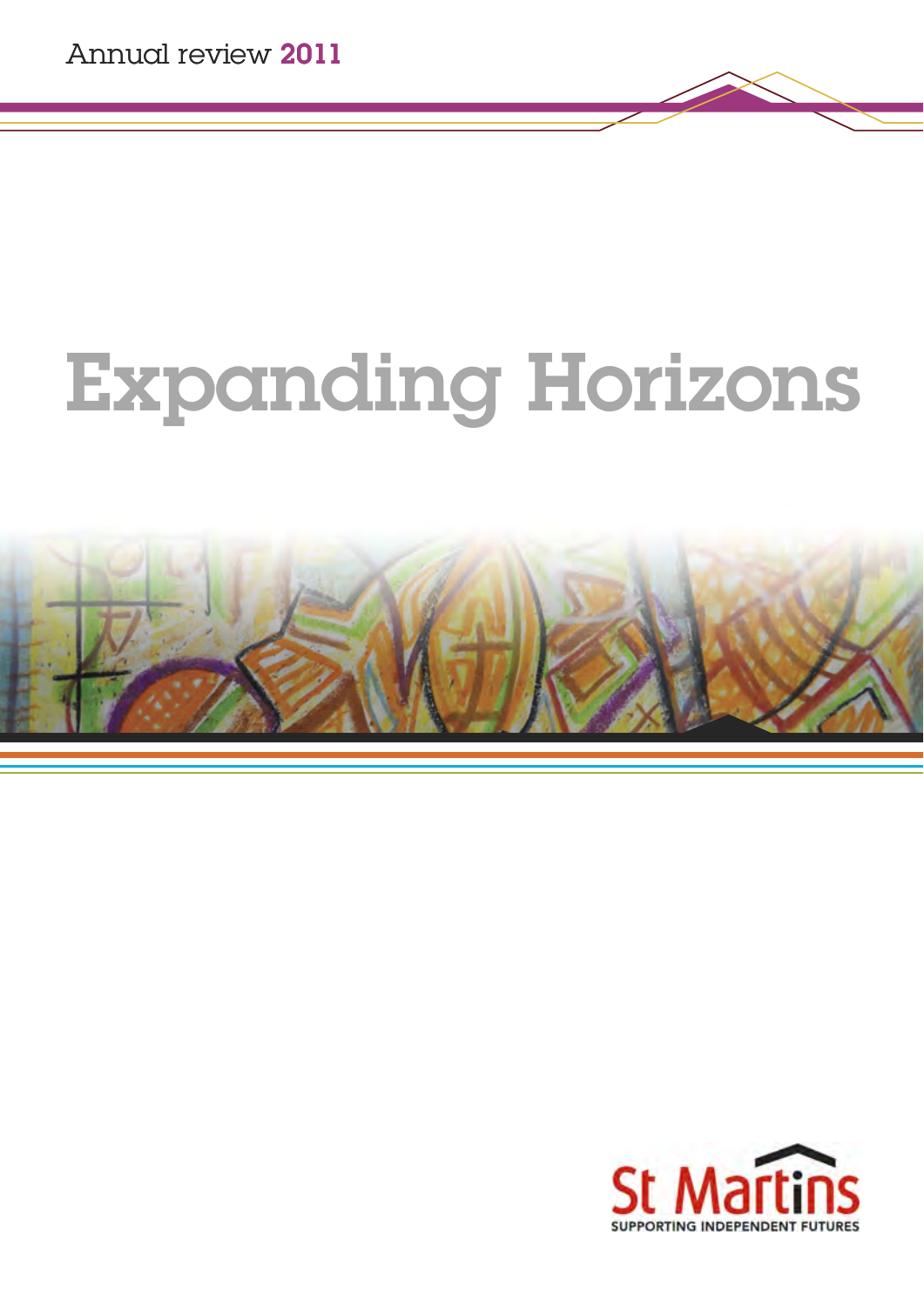Annual review **2011**

# Expanding Horizons

St Martins

SUPPORTING INDEPENDENT FUTURES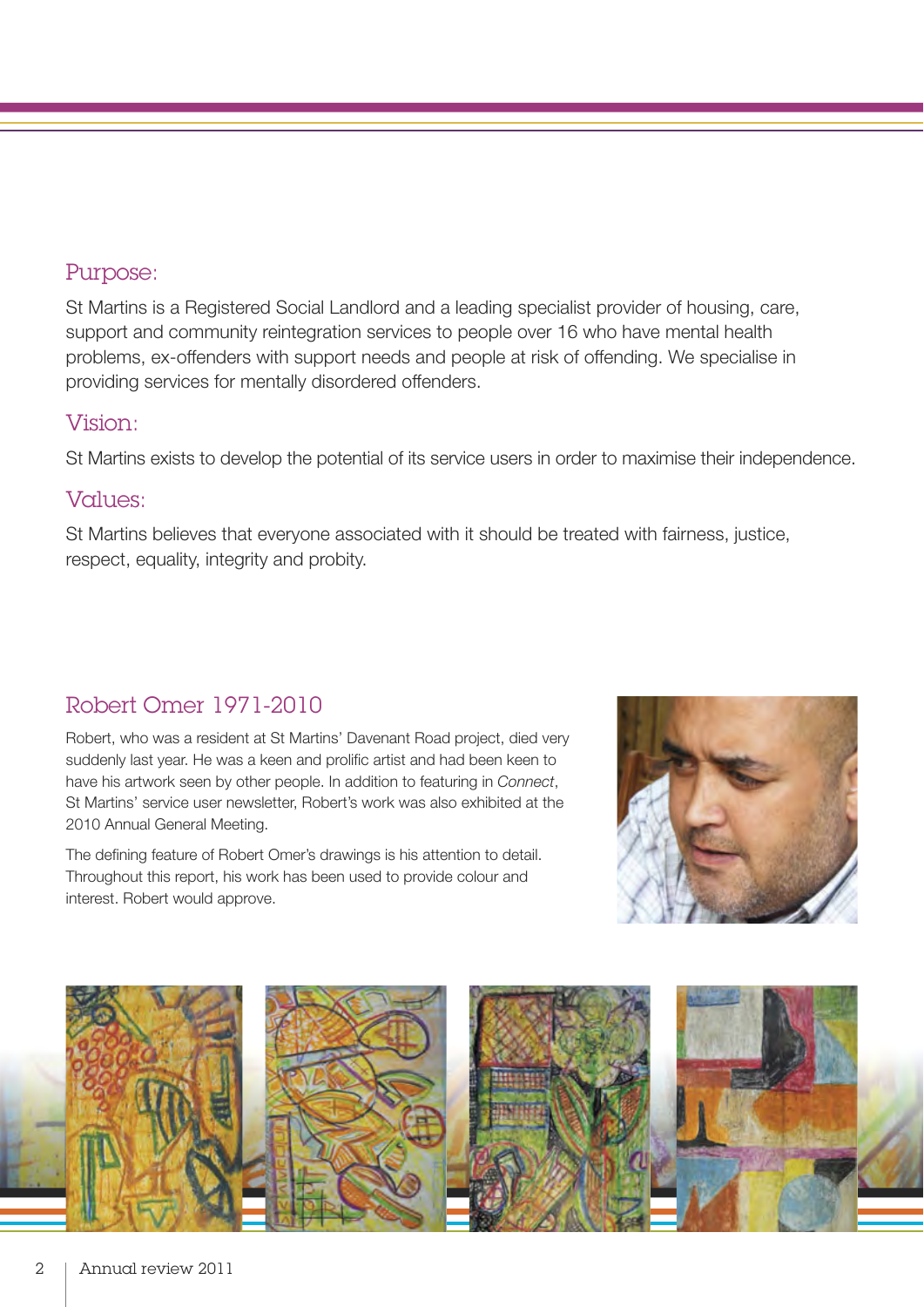## Purpose:

St Martins is a Registered Social Landlord and a leading specialist provider of housing, care, support and community reintegration services to people over 16 who have mental health problems, ex-offenders with support needs and people at risk of offending. We specialise in providing services for mentally disordered offenders.

## Vision:

St Martins exists to develop the potential of its service users in order to maximise their independence.

## Values:

St Martins believes that everyone associated with it should be treated with fairness, justice, respect, equality, integrity and probity.

## Robert Omer 1971-2010

Robert, who was a resident at St Martins' Davenant Road project, died very suddenly last year. He was a keen and prolific artist and had been keen to have his artwork seen by other people. In addition to featuring in *Connect*, St Martins' service user newsletter, Robert's work was also exhibited at the 2010 Annual General Meeting.

The defining feature of Robert Omer's drawings is his attention to detail. Throughout this report, his work has been used to provide colour and interest. Robert would approve.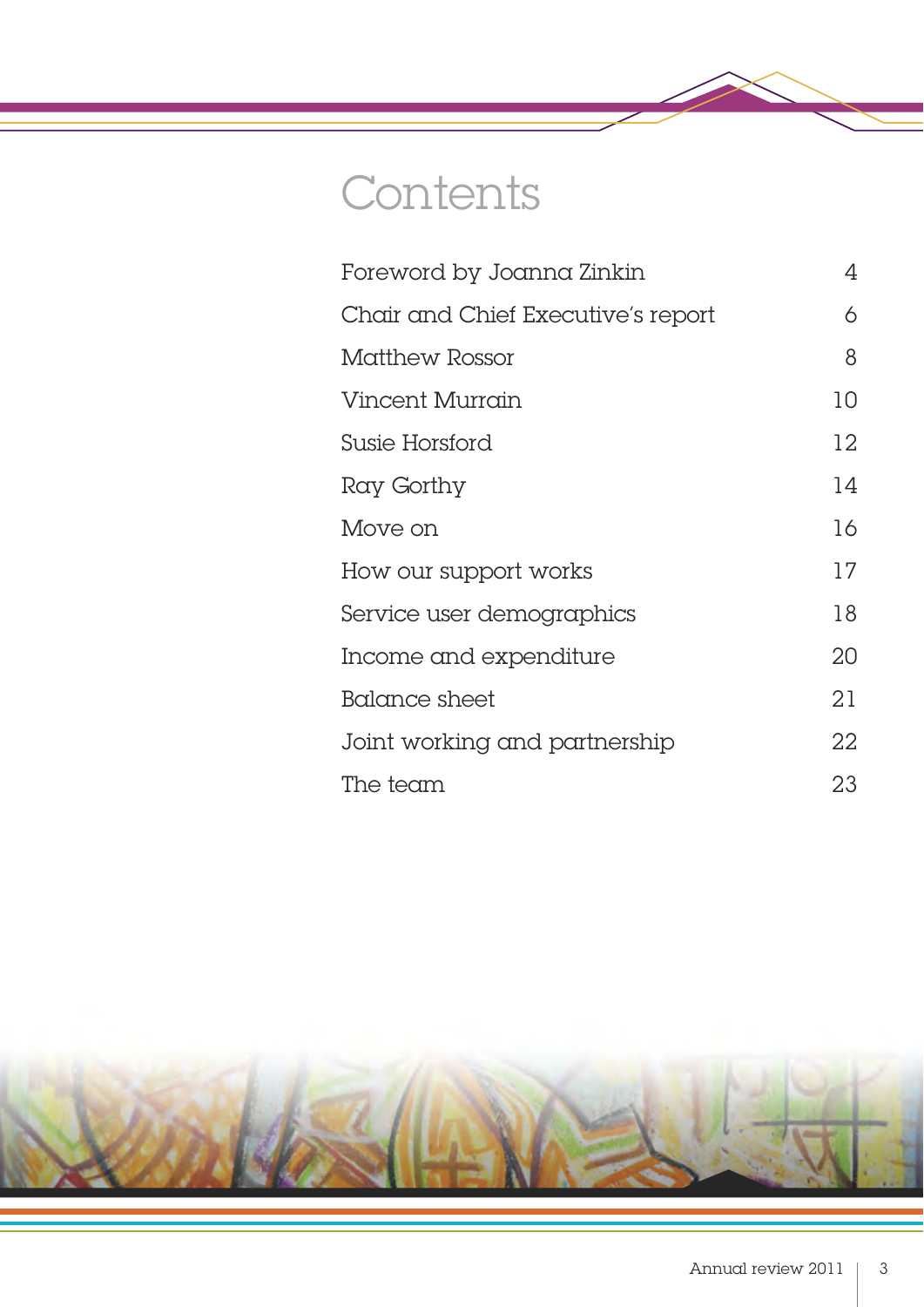# Contents

| | |
|---|---|
| Foreword by Joanna Zinkin | 4 |
| Chair and Chief Executive's report | 6 |
| Matthew Rossor | 8 |
| Vincent Murrain | 10 |
| Susie Horsford | 12 |
| Ray Gorthy | 14 |
| Move on | 16 |
| How our support works | 17 |
| Service user demographics | 18 |
| Income and expenditure | 20 |
| Balance sheet | 21 |
| Joint working and partnership | 22 |
| The team | 23 |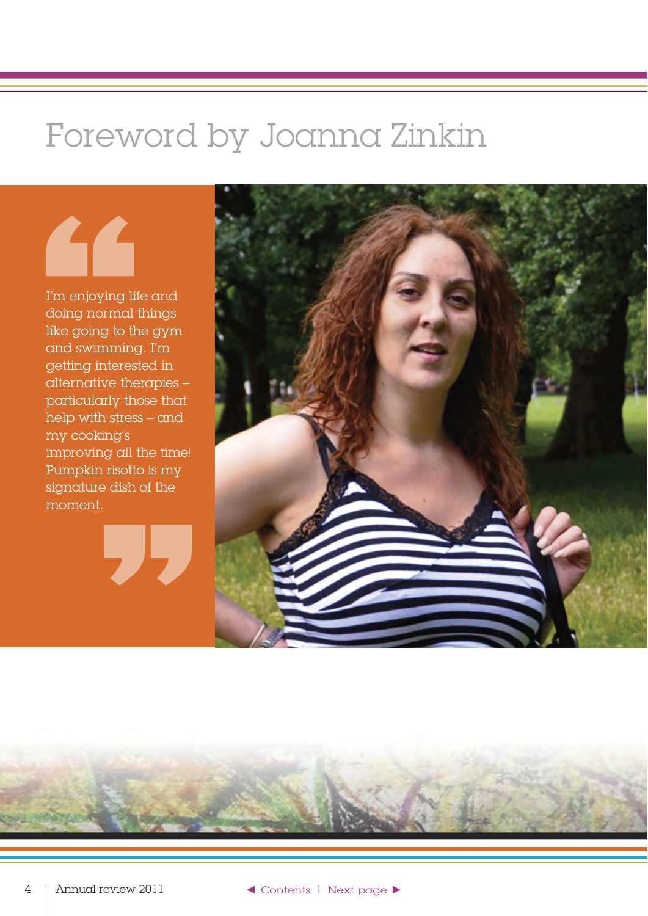# Foreword by Joanna Zinkin

> I'm enjoying life and doing normal things like going to the gym and swimming. I'm getting interested in alternative therapies – particularly those that help with stress – and my cooking's improving all the time! Pumpkin risotto is my signature dish of the moment.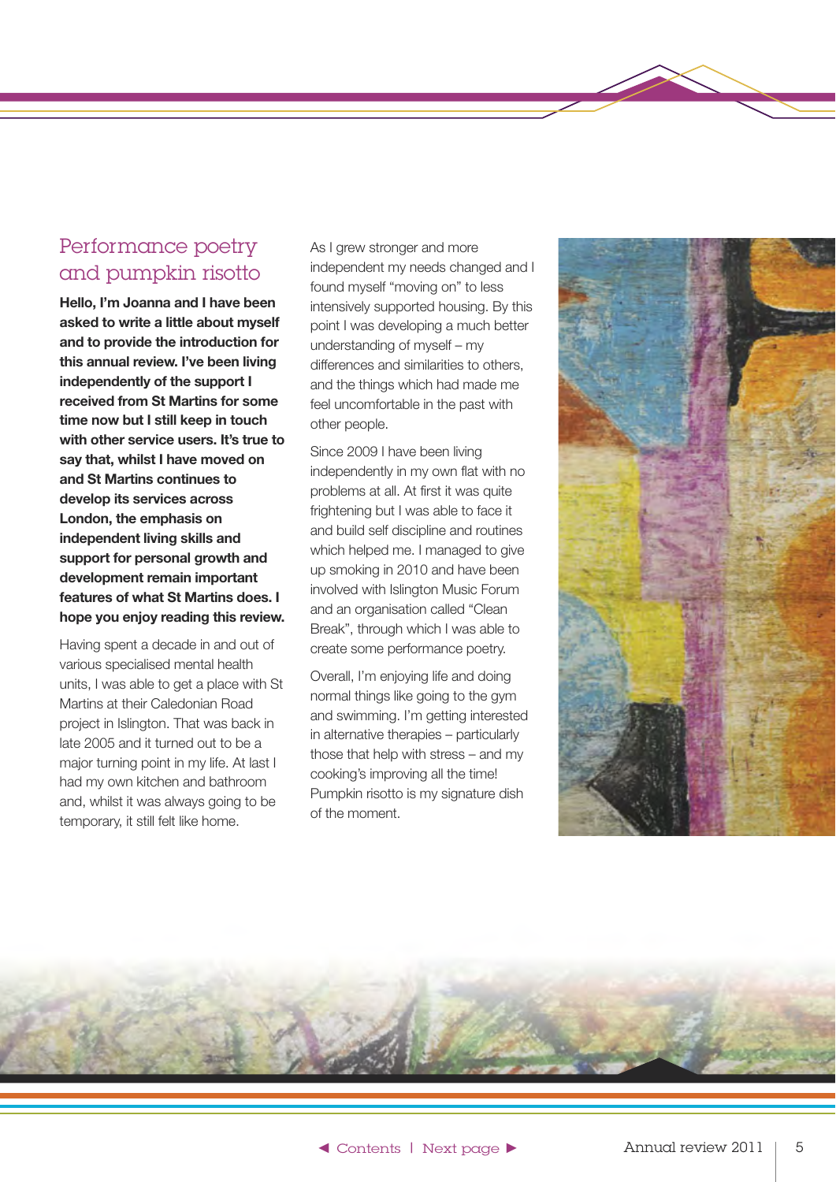## Performance poetry and pumpkin risotto

**Hello, I'm Joanna and I have been asked to write a little about myself and to provide the introduction for this annual review. I've been living independently of the support I received from St Martins for some time now but I still keep in touch with other service users. It's true to say that, whilst I have moved on and St Martins continues to develop its services across London, the emphasis on independent living skills and support for personal growth and development remain important features of what St Martins does. I hope you enjoy reading this review.**

Having spent a decade in and out of various specialised mental health units, I was able to get a place with St Martins at their Caledonian Road project in Islington. That was back in late 2005 and it turned out to be a major turning point in my life. At last I had my own kitchen and bathroom and, whilst it was always going to be temporary, it still felt like home.

As I grew stronger and more independent my needs changed and I found myself "moving on" to less intensively supported housing. By this point I was developing a much better understanding of myself – my differences and similarities to others, and the things which had made me feel uncomfortable in the past with other people.

Since 2009 I have been living independently in my own flat with no problems at all. At first it was quite frightening but I was able to face it and build self discipline and routines which helped me. I managed to give up smoking in 2010 and have been involved with Islington Music Forum and an organisation called "Clean Break", through which I was able to create some performance poetry.

Overall, I'm enjoying life and doing normal things like going to the gym and swimming. I'm getting interested in alternative therapies – particularly those that help with stress – and my cooking's improving all the time! Pumpkin risotto is my signature dish of the moment.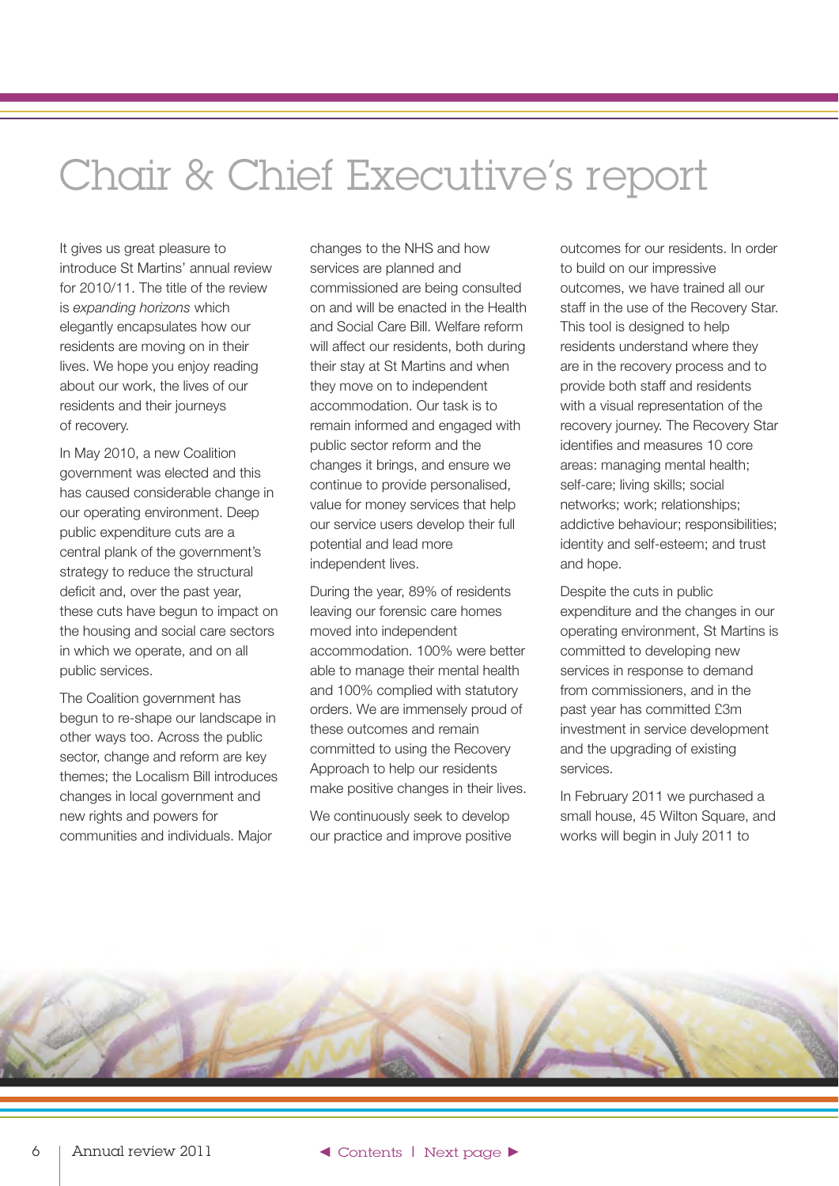# Chair & Chief Executive's report

It gives us great pleasure to introduce St Martins' annual review for 2010/11. The title of the review is *expanding horizons* which elegantly encapsulates how our residents are moving on in their lives. We hope you enjoy reading about our work, the lives of our residents and their journeys of recovery.

In May 2010, a new Coalition government was elected and this has caused considerable change in our operating environment. Deep public expenditure cuts are a central plank of the government's strategy to reduce the structural deficit and, over the past year, these cuts have begun to impact on the housing and social care sectors in which we operate, and on all public services.

The Coalition government has begun to re-shape our landscape in other ways too. Across the public sector, change and reform are key themes; the Localism Bill introduces changes in local government and new rights and powers for communities and individuals. Major changes to the NHS and how services are planned and commissioned are being consulted on and will be enacted in the Health and Social Care Bill. Welfare reform will affect our residents, both during their stay at St Martins and when they move on to independent accommodation. Our task is to remain informed and engaged with public sector reform and the changes it brings, and ensure we continue to provide personalised, value for money services that help our service users develop their full potential and lead more independent lives.

During the year, 89% of residents leaving our forensic care homes moved into independent accommodation. 100% were better able to manage their mental health and 100% complied with statutory orders. We are immensely proud of these outcomes and remain committed to using the Recovery Approach to help our residents make positive changes in their lives.

We continuously seek to develop our practice and improve positive outcomes for our residents. In order to build on our impressive outcomes, we have trained all our staff in the use of the Recovery Star. This tool is designed to help residents understand where they are in the recovery process and to provide both staff and residents with a visual representation of the recovery journey. The Recovery Star identifies and measures 10 core areas: managing mental health; self-care; living skills; social networks; work; relationships; addictive behaviour; responsibilities; identity and self-esteem; and trust and hope.

Despite the cuts in public expenditure and the changes in our operating environment, St Martins is committed to developing new services in response to demand from commissioners, and in the past year has committed £3m investment in service development and the upgrading of existing services.

In February 2011 we purchased a small house, 45 Wilton Square, and works will begin in July 2011 to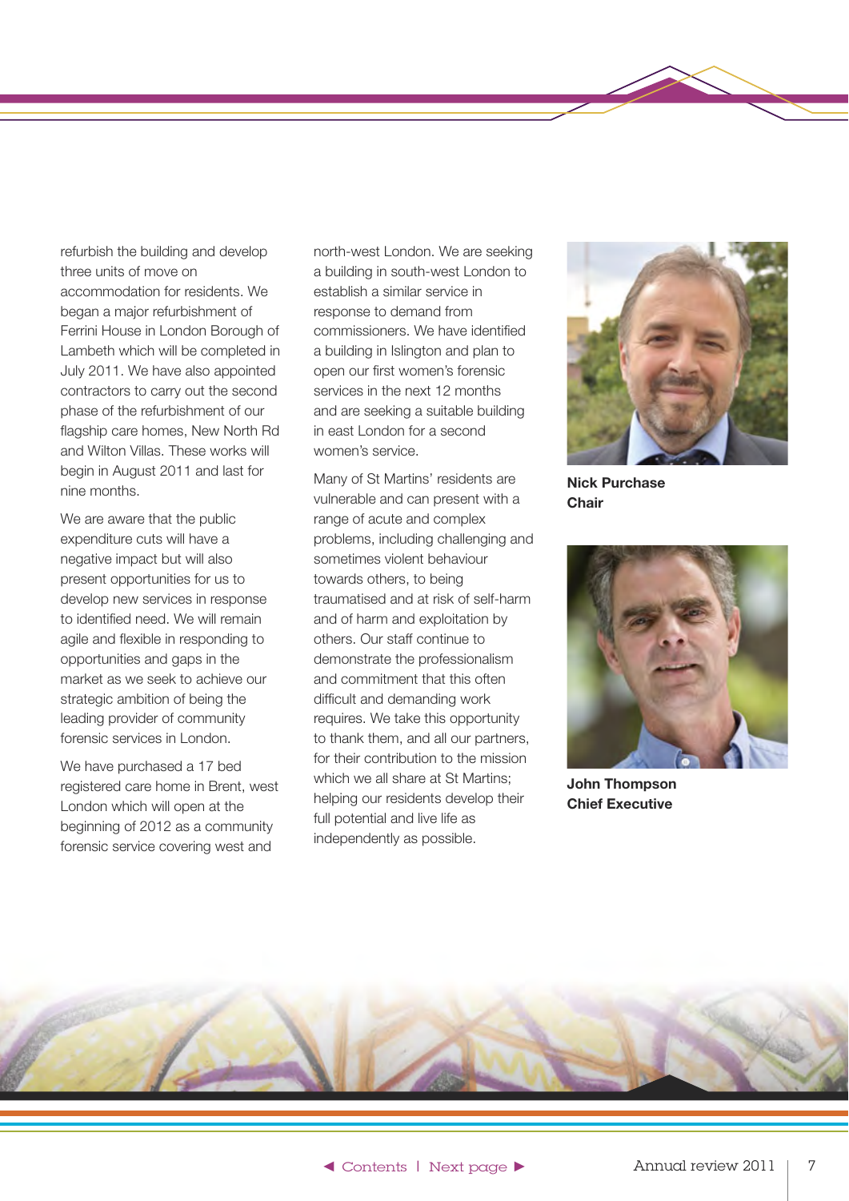refurbish the building and develop three units of move on accommodation for residents. We began a major refurbishment of Ferrini House in London Borough of Lambeth which will be completed in July 2011. We have also appointed contractors to carry out the second phase of the refurbishment of our flagship care homes, New North Rd and Wilton Villas. These works will begin in August 2011 and last for nine months.

We are aware that the public expenditure cuts will have a negative impact but will also present opportunities for us to develop new services in response to identified need. We will remain agile and flexible in responding to opportunities and gaps in the market as we seek to achieve our strategic ambition of being the leading provider of community forensic services in London.

We have purchased a 17 bed registered care home in Brent, west London which will open at the beginning of 2012 as a community forensic service covering west and north-west London. We are seeking a building in south-west London to establish a similar service in response to demand from commissioners. We have identified a building in Islington and plan to open our first women's forensic services in the next 12 months and are seeking a suitable building in east London for a second women's service.

Many of St Martins' residents are vulnerable and can present with a range of acute and complex problems, including challenging and sometimes violent behaviour towards others, to being traumatised and at risk of self-harm and of harm and exploitation by others. Our staff continue to demonstrate the professionalism and commitment that this often difficult and demanding work requires. We take this opportunity to thank them, and all our partners, for their contribution to the mission which we all share at St Martins; helping our residents develop their full potential and live life as independently as possible.

**Nick Purchase**
**Chair**

**John Thompson**
**Chief Executive**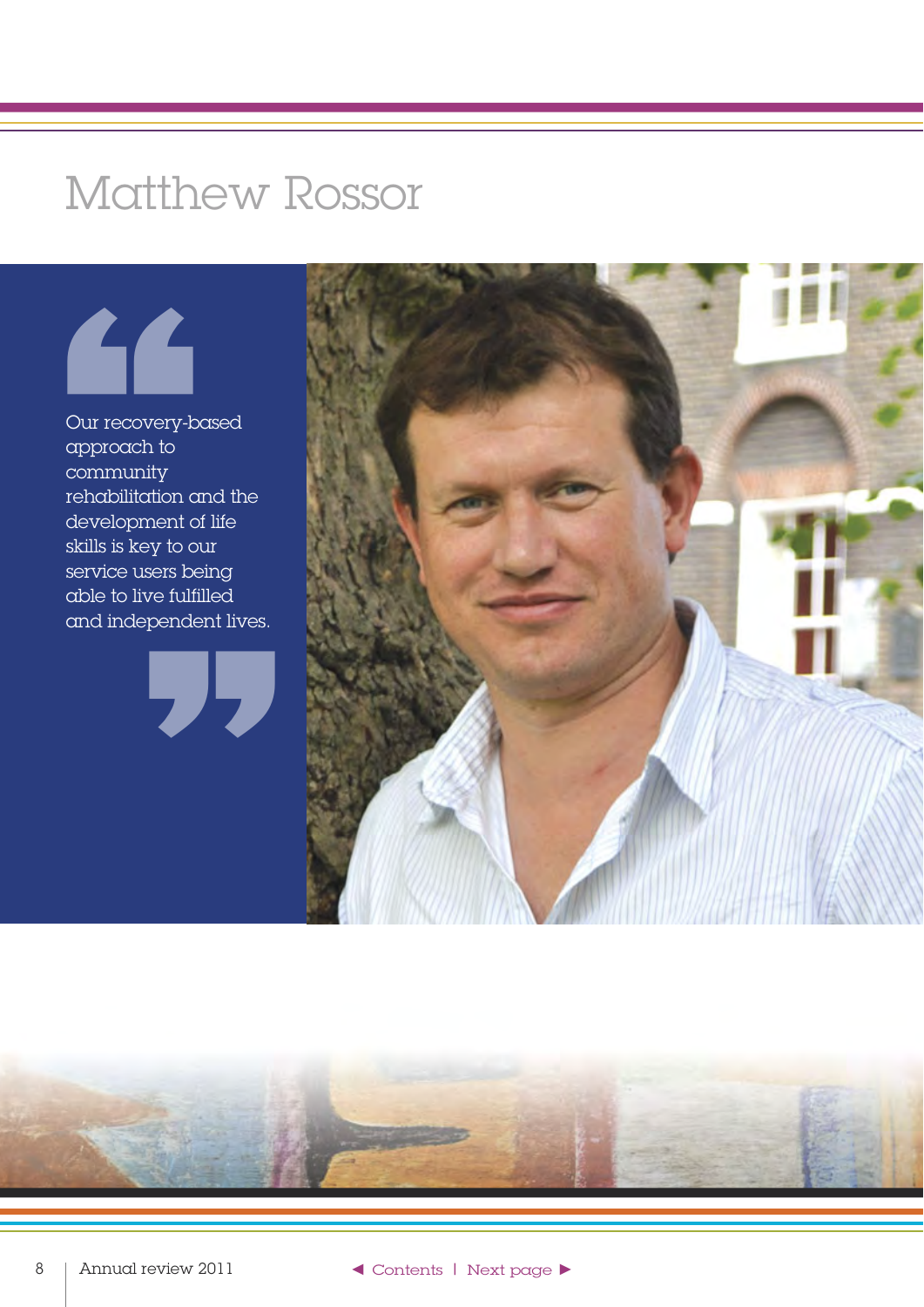# Matthew Rossor

> Our recovery-based approach to community rehabilitation and the development of life skills is key to our service users being able to live fulfilled and independent lives.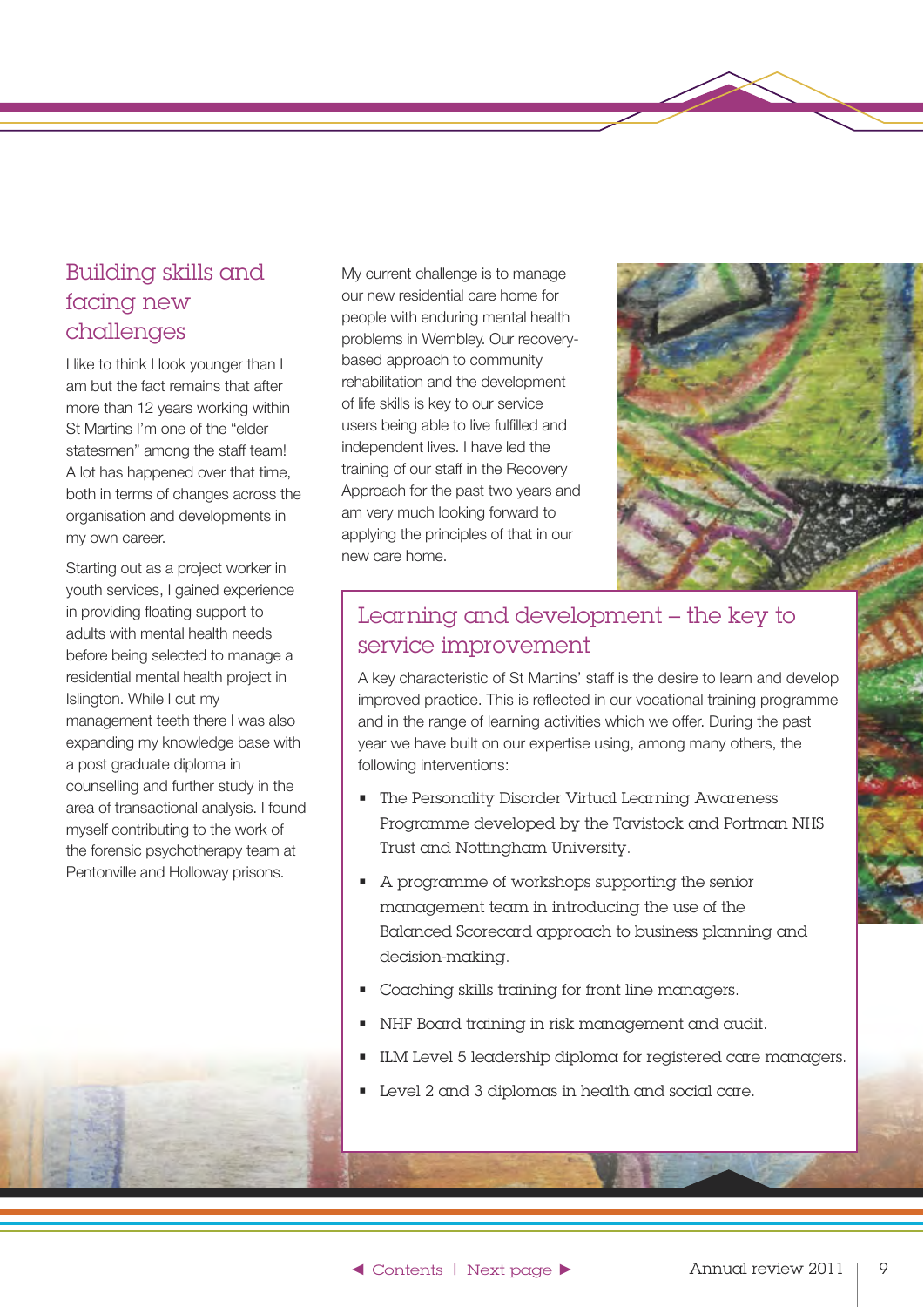## Building skills and facing new challenges

I like to think I look younger than I am but the fact remains that after more than 12 years working within St Martins I'm one of the "elder statesmen" among the staff team! A lot has happened over that time, both in terms of changes across the organisation and developments in my own career.

Starting out as a project worker in youth services, I gained experience in providing floating support to adults with mental health needs before being selected to manage a residential mental health project in Islington. While I cut my management teeth there I was also expanding my knowledge base with a post graduate diploma in counselling and further study in the area of transactional analysis. I found myself contributing to the work of the forensic psychotherapy team at Pentonville and Holloway prisons.

My current challenge is to manage our new residential care home for people with enduring mental health problems in Wembley. Our recovery-based approach to community rehabilitation and the development of life skills is key to our service users being able to live fulfilled and independent lives. I have led the training of our staff in the Recovery Approach for the past two years and am very much looking forward to applying the principles of that in our new care home.

## Learning and development – the key to service improvement

A key characteristic of St Martins' staff is the desire to learn and develop improved practice. This is reflected in our vocational training programme and in the range of learning activities which we offer. During the past year we have built on our expertise using, among many others, the following interventions:

- The Personality Disorder Virtual Learning Awareness Programme developed by the Tavistock and Portman NHS Trust and Nottingham University.
- A programme of workshops supporting the senior management team in introducing the use of the Balanced Scorecard approach to business planning and decision-making.
- Coaching skills training for front line managers.
- NHF Board training in risk management and audit.
- ILM Level 5 leadership diploma for registered care managers.
- Level 2 and 3 diplomas in health and social care.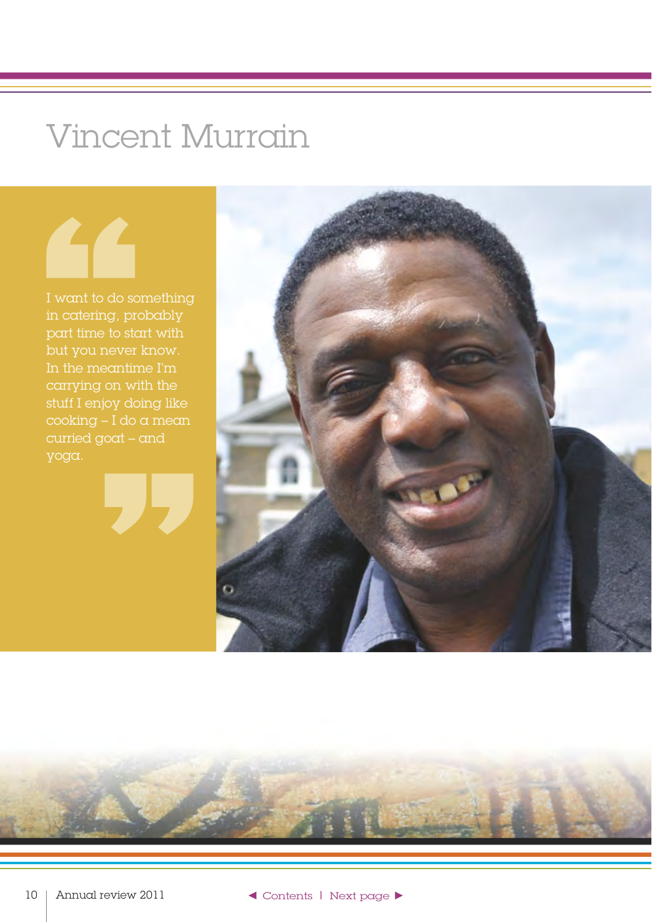# Vincent Murrain

> I want to do something in catering, probably part time to start with but you never know. In the meantime I'm carrying on with the stuff I enjoy doing like cooking – I do a mean curried goat – and yoga.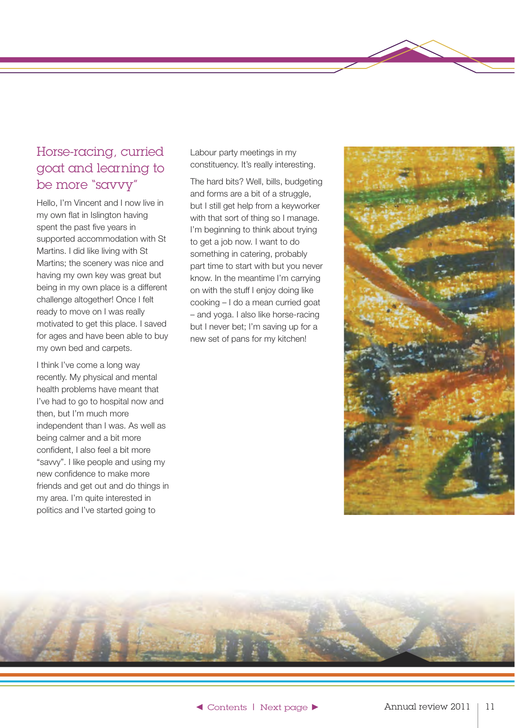## Horse-racing, curried goat and learning to be more "savvy"

Hello, I'm Vincent and I now live in my own flat in Islington having spent the past five years in supported accommodation with St Martins. I did like living with St Martins; the scenery was nice and having my own key was great but being in my own place is a different challenge altogether! Once I felt ready to move on I was really motivated to get this place. I saved for ages and have been able to buy my own bed and carpets.

I think I've come a long way recently. My physical and mental health problems have meant that I've had to go to hospital now and then, but I'm much more independent than I was. As well as being calmer and a bit more confident, I also feel a bit more "savvy". I like people and using my new confidence to make more friends and get out and do things in my area. I'm quite interested in politics and I've started going to Labour party meetings in my constituency. It's really interesting.

The hard bits? Well, bills, budgeting and forms are a bit of a struggle, but I still get help from a keyworker with that sort of thing so I manage. I'm beginning to think about trying to get a job now. I want to do something in catering, probably part time to start with but you never know. In the meantime I'm carrying on with the stuff I enjoy doing like cooking – I do a mean curried goat – and yoga. I also like horse-racing but I never bet; I'm saving up for a new set of pans for my kitchen!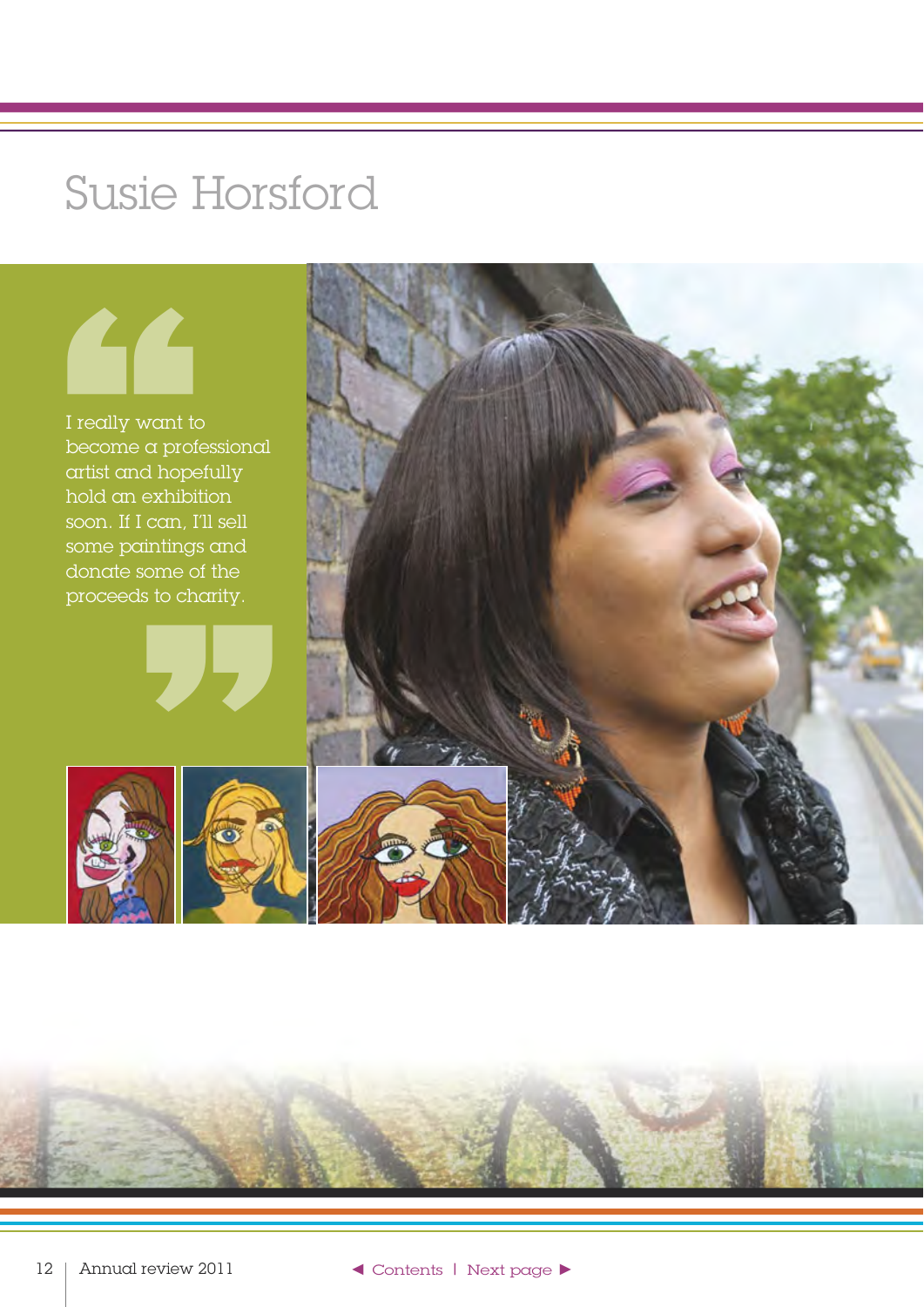# Susie Horsford

> I really want to become a professional artist and hopefully hold an exhibition soon. If I can, I'll sell some paintings and donate some of the proceeds to charity.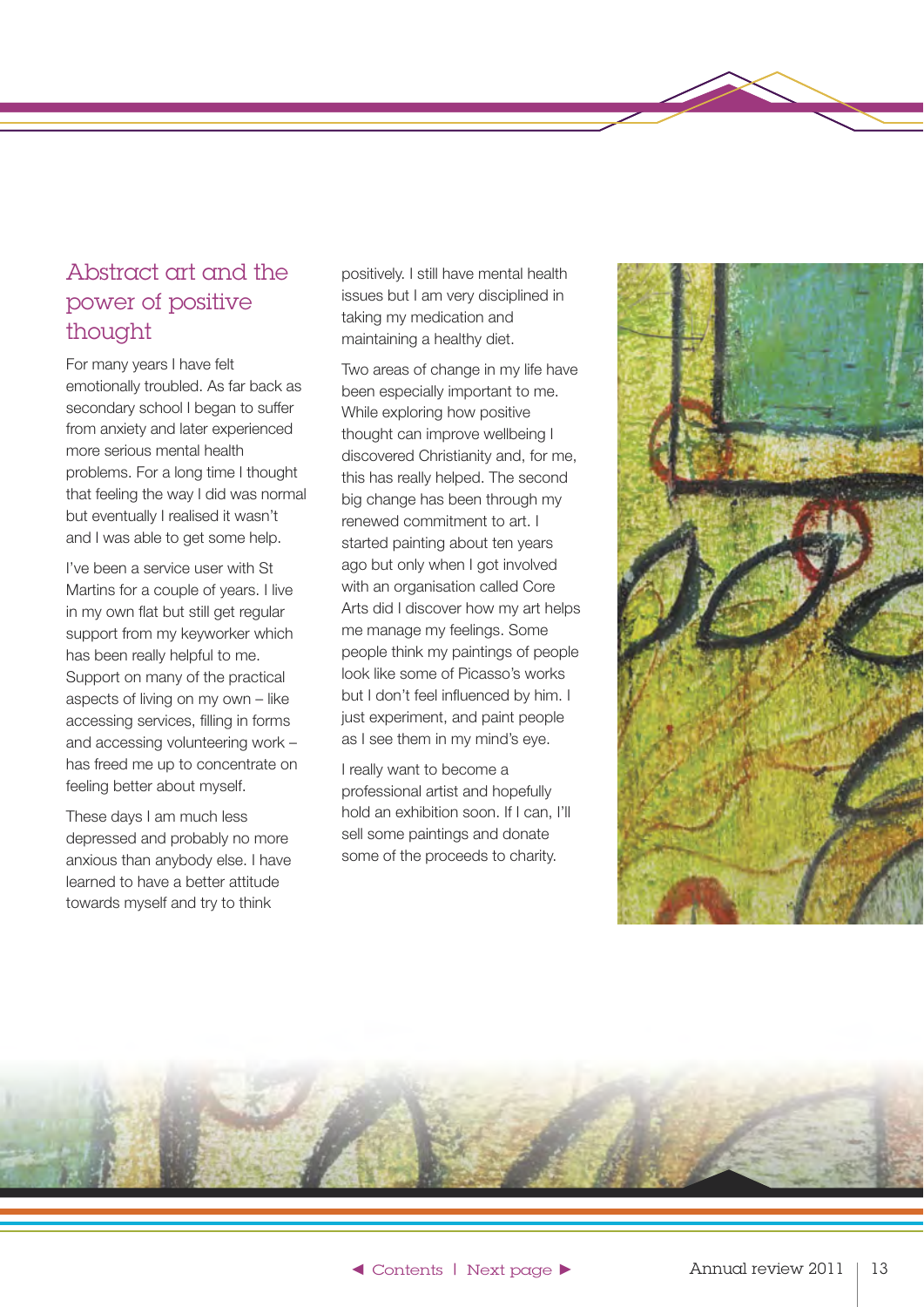## Abstract art and the power of positive thought

For many years I have felt emotionally troubled. As far back as secondary school I began to suffer from anxiety and later experienced more serious mental health problems. For a long time I thought that feeling the way I did was normal but eventually I realised it wasn't and I was able to get some help.

I've been a service user with St Martins for a couple of years. I live in my own flat but still get regular support from my keyworker which has been really helpful to me. Support on many of the practical aspects of living on my own – like accessing services, filling in forms and accessing volunteering work – has freed me up to concentrate on feeling better about myself.

These days I am much less depressed and probably no more anxious than anybody else. I have learned to have a better attitude towards myself and try to think positively. I still have mental health issues but I am very disciplined in taking my medication and maintaining a healthy diet.

Two areas of change in my life have been especially important to me. While exploring how positive thought can improve wellbeing I discovered Christianity and, for me, this has really helped. The second big change has been through my renewed commitment to art. I started painting about ten years ago but only when I got involved with an organisation called Core Arts did I discover how my art helps me manage my feelings. Some people think my paintings of people look like some of Picasso's works but I don't feel influenced by him. I just experiment, and paint people as I see them in my mind's eye.

I really want to become a professional artist and hopefully hold an exhibition soon. If I can, I'll sell some paintings and donate some of the proceeds to charity.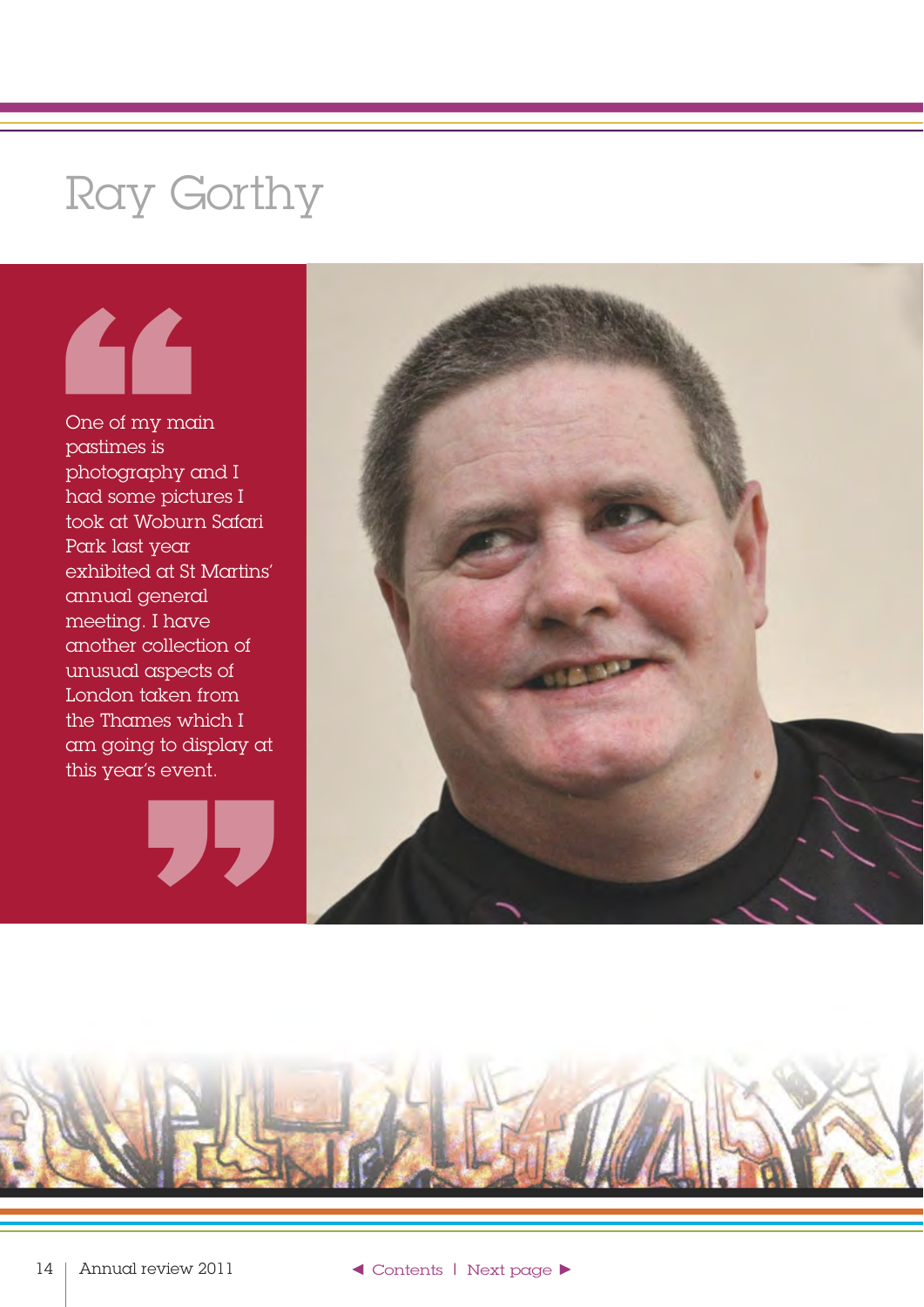# Ray Gorthy

> One of my main pastimes is photography and I had some pictures I took at Woburn Safari Park last year exhibited at St Martins' annual general meeting. I have another collection of unusual aspects of London taken from the Thames which I am going to display at this year's event.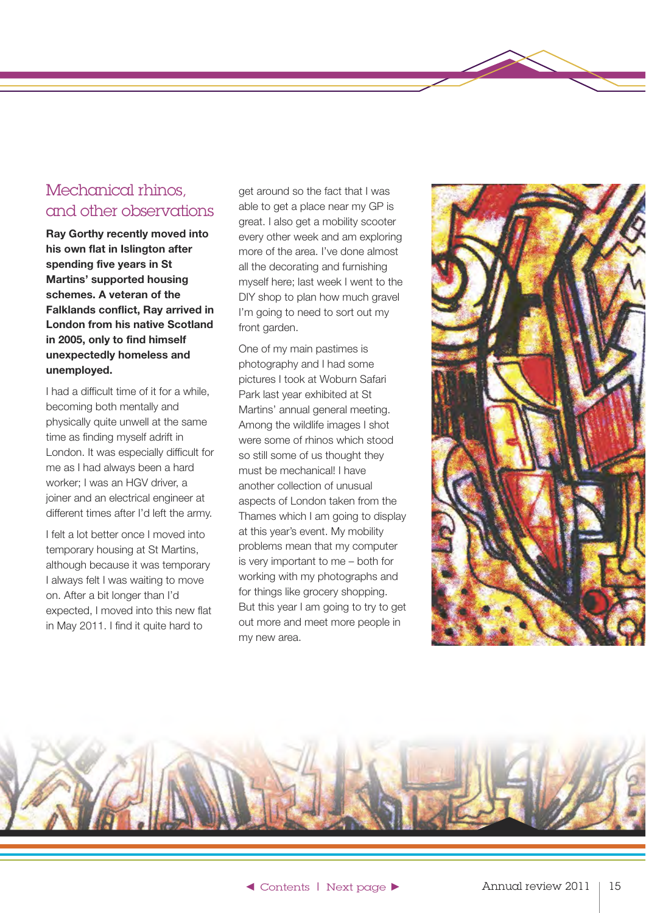## Mechanical rhinos, and other observations

**Ray Gorthy recently moved into his own flat in Islington after spending five years in St Martins' supported housing schemes. A veteran of the Falklands conflict, Ray arrived in London from his native Scotland in 2005, only to find himself unexpectedly homeless and unemployed.**

I had a difficult time of it for a while, becoming both mentally and physically quite unwell at the same time as finding myself adrift in London. It was especially difficult for me as I had always been a hard worker; I was an HGV driver, a joiner and an electrical engineer at different times after I'd left the army.

I felt a lot better once I moved into temporary housing at St Martins, although because it was temporary I always felt I was waiting to move on. After a bit longer than I'd expected, I moved into this new flat in May 2011. I find it quite hard to get around so the fact that I was able to get a place near my GP is great. I also get a mobility scooter every other week and am exploring more of the area. I've done almost all the decorating and furnishing myself here; last week I went to the DIY shop to plan how much gravel I'm going to need to sort out my front garden.

One of my main pastimes is photography and I had some pictures I took at Woburn Safari Park last year exhibited at St Martins' annual general meeting. Among the wildlife images I shot were some of rhinos which stood so still some of us thought they must be mechanical! I have another collection of unusual aspects of London taken from the Thames which I am going to display at this year's event. My mobility problems mean that my computer is very important to me – both for working with my photographs and for things like grocery shopping. But this year I am going to try to get out more and meet more people in my new area.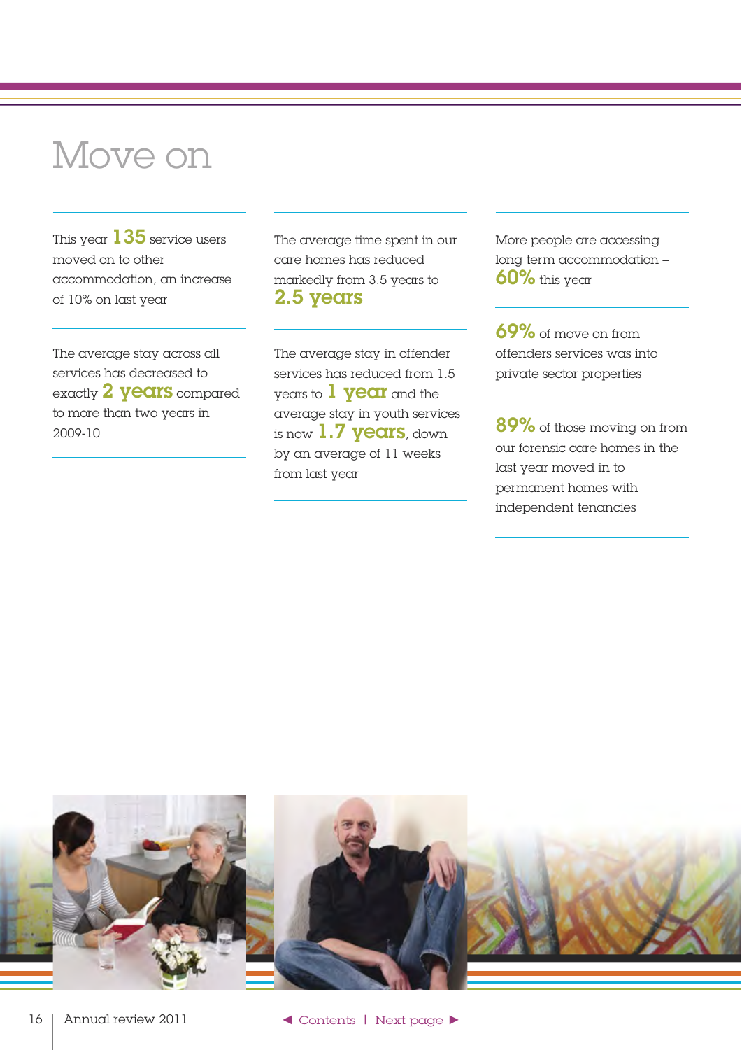# Move on

This year **135** service users moved on to other accommodation, an increase of 10% on last year

The average stay across all services has decreased to exactly **2 years** compared to more than two years in 2009-10

The average time spent in our care homes has reduced markedly from 3.5 years to **2.5 years**

The average stay in offender services has reduced from 1.5 years to **1 year** and the average stay in youth services is now **1.7 years**, down by an average of 11 weeks from last year

More people are accessing long term accommodation – **60%** this year

**69%** of move on from offenders services was into private sector properties

**89%** of those moving on from our forensic care homes in the last year moved in to permanent homes with independent tenancies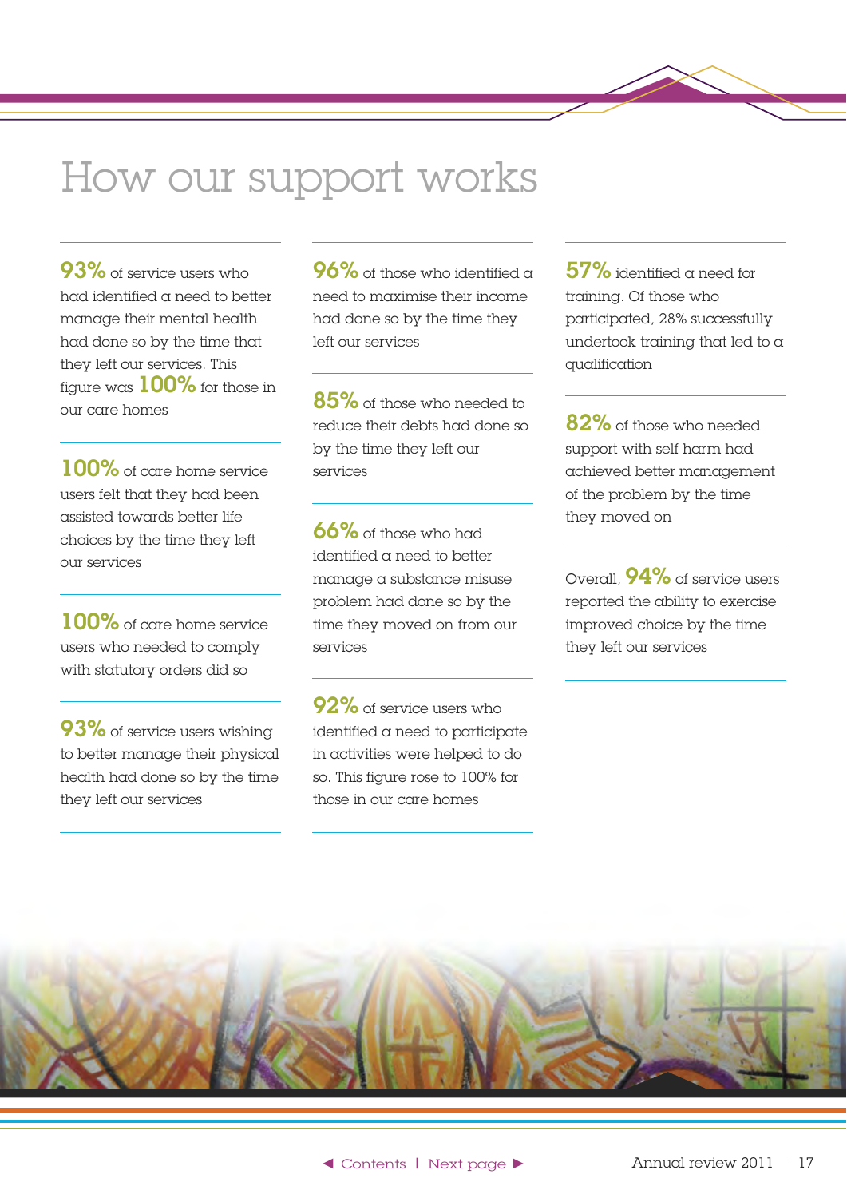# How our support works

**93%** of service users who had identified a need to better manage their mental health had done so by the time that they left our services. This figure was **100%** for those in our care homes

**100%** of care home service users felt that they had been assisted towards better life choices by the time they left our services

**100%** of care home service users who needed to comply with statutory orders did so

**93%** of service users wishing to better manage their physical health had done so by the time they left our services

**96%** of those who identified a need to maximise their income had done so by the time they left our services

**85%** of those who needed to reduce their debts had done so by the time they left our services

**66%** of those who had identified a need to better manage a substance misuse problem had done so by the time they moved on from our services

**92%** of service users who identified a need to participate in activities were helped to do so. This figure rose to 100% for those in our care homes

**57%** identified a need for training. Of those who participated, 28% successfully undertook training that led to a qualification

**82%** of those who needed support with self harm had achieved better management of the problem by the time they moved on

Overall, **94%** of service users reported the ability to exercise improved choice by the time they left our services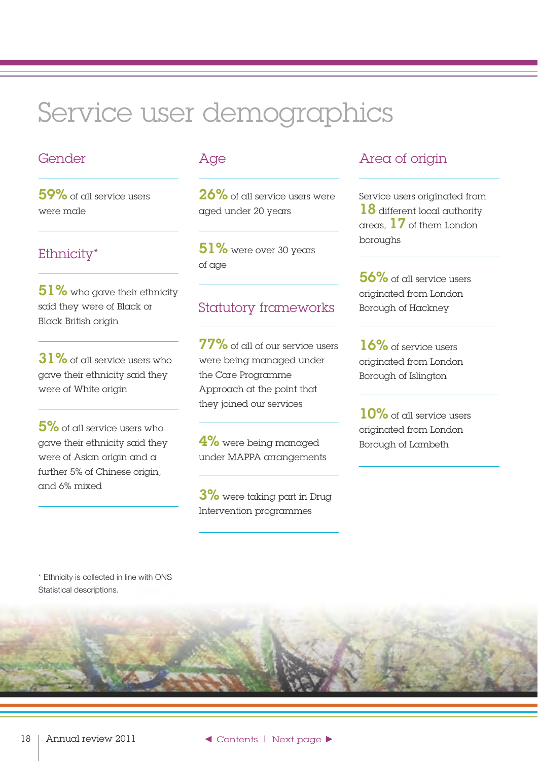# Service user demographics

## Gender

**59%** of all service users were male

## Ethnicity*

**51%** who gave their ethnicity said they were of Black or Black British origin

**31%** of all service users who gave their ethnicity said they were of White origin

**5%** of all service users who gave their ethnicity said they were of Asian origin and a further 5% of Chinese origin, and 6% mixed

## Age

**26%** of all service users were aged under 20 years

**51%** were over 30 years of age

## Statutory frameworks

**77%** of all of our service users were being managed under the Care Programme Approach at the point that they joined our services

**4%** were being managed under MAPPA arrangements

**3%** were taking part in Drug Intervention programmes

## Area of origin

Service users originated from **18** different local authority areas, **17** of them London boroughs

**56%** of all service users originated from London Borough of Hackney

**16%** of service users originated from London Borough of Islington

**10%** of all service users originated from London Borough of Lambeth

\* Ethnicity is collected in line with ONS Statistical descriptions.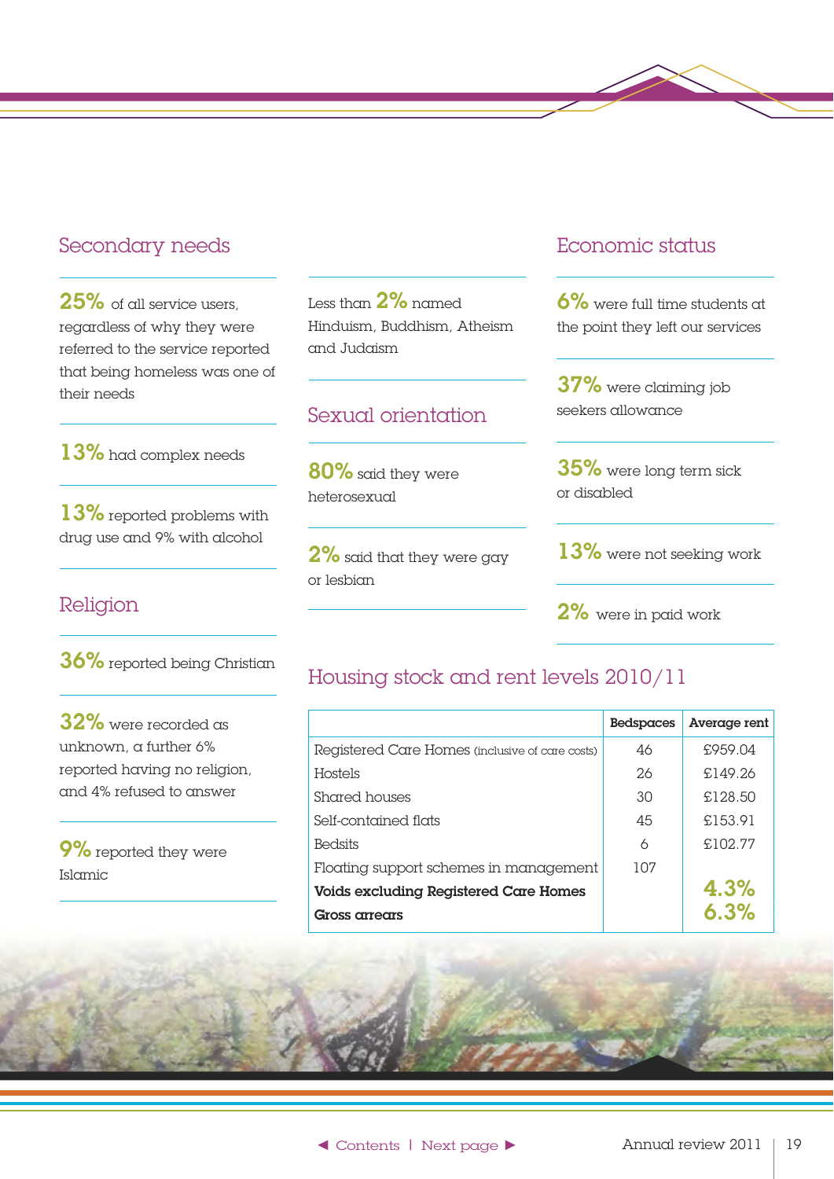## Secondary needs

**25%** of all service users, regardless of why they were referred to the service reported that being homeless was one of their needs

**13%** had complex needs

**13%** reported problems with drug use and 9% with alcohol

## Religion

**36%** reported being Christian

**32%** were recorded as unknown, a further 6% reported having no religion, and 4% refused to answer

**9%** reported they were Islamic

Less than **2%** named Hinduism, Buddhism, Atheism and Judaism

## Sexual orientation

**80%** said they were heterosexual

**2%** said that they were gay or lesbian

## Economic status

**6%** were full time students at the point they left our services

**37%** were claiming job seekers allowance

**35%** were long term sick or disabled

**13%** were not seeking work

**2%** were in paid work

## Housing stock and rent levels 2010/11

| | Bedspaces | Average rent |
|---|---|---|
| Registered Care Homes (inclusive of care costs) | 46 | £959.04 |
| Hostels | 26 | £149.26 |
| Shared houses | 30 | £128.50 |
| Self-contained flats | 45 | £153.91 |
| Bedsits | 6 | £102.77 |
| Floating support schemes in management | 107 | |
| **Voids excluding Registered Care Homes** | | **4.3%** |
| **Gross arrears** | | **6.3%** |

◄ Contents | Next page ►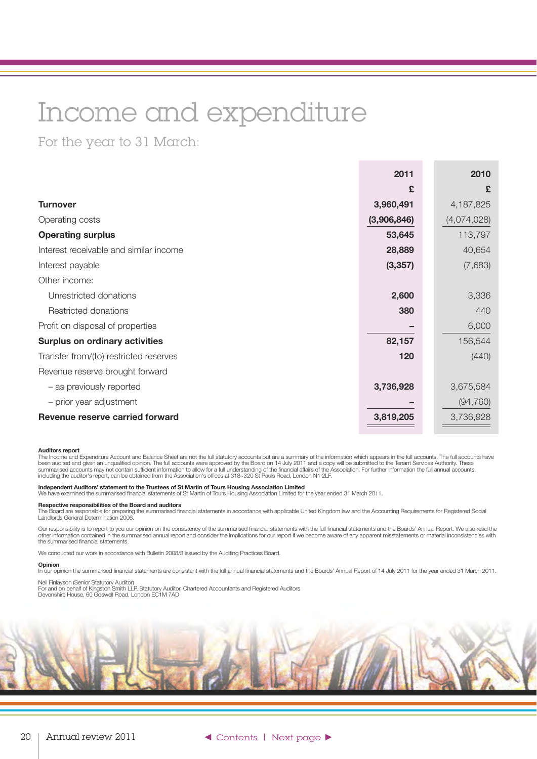# Income and expenditure

For the year to 31 March:

| | 2011 | 2010 |
|---|---|---|
| | £ | £ |
| **Turnover** | **3,960,491** | 4,187,825 |
| Operating costs | **(3,906,846)** | (4,074,028) |
| **Operating surplus** | **53,645** | 113,797 |
| Interest receivable and similar income | **28,889** | 40,654 |
| Interest payable | **(3,357)** | (7,683) |
| Other income: | | |
| Unrestricted donations | **2,600** | 3,336 |
| Restricted donations | **380** | 440 |
| Profit on disposal of properties | **–** | 6,000 |
| **Surplus on ordinary activities** | **82,157** | 156,544 |
| Transfer from/(to) restricted reserves | **120** | (440) |
| Revenue reserve brought forward | | |
| – as previously reported | **3,736,928** | 3,675,584 |
| – prior year adjustment | **–** | (94,760) |
| **Revenue reserve carried forward** | **3,819,205** | 3,736,928 |

**Auditors report**

The Income and Expenditure Account and Balance Sheet are not the full statutory accounts but are a summary of the information which appears in the full accounts. The full accounts have been audited and given an unqualified opinion. The full accounts were approved by the Board on 14 July 2011 and a copy will be submitted to the Tenant Services Authority. These summarised accounts may not contain sufficient information to allow for a full understanding of the financial affairs of the Association. For further information the full annual accounts, including the auditor's report, can be obtained from the Association's offices at 318–320 St Pauls Road, London N1 2LF.

**Independent Auditors' statement to the Trustees of St Martin of Tours Housing Association Limited**

We have examined the summarised financial statements of St Martin of Tours Housing Association Limited for the year ended 31 March 2011.

**Respective responsibilities of the Board and auditors**

The Board are responsible for preparing the summarised financial statements in accordance with applicable United Kingdom law and the Accounting Requirements for Registered Social Landlords General Determination 2006.

Our responsibility is to report to you our opinion on the consistency of the summarised financial statements with the full financial statements and the Boards' Annual Report. We also read the other information contained in the summarised annual report and consider the implications for our report if we become aware of any apparent misstatements or material inconsistencies with the summarised financial statements.

We conducted our work in accordance with Bulletin 2008/3 issued by the Auditing Practices Board.

**Opinion**

In our opinion the summarised financial statements are consistent with the full annual financial statements and the Boards' Annual Report of 14 July 2011 for the year ended 31 March 2011.

Neil Finlayson (Senior Statutory Auditor)
For and on behalf of Kingston Smith LLP, Statutory Auditor, Chartered Accountants and Registered Auditors
Devonshire House, 60 Goswell Road, London EC1M 7AD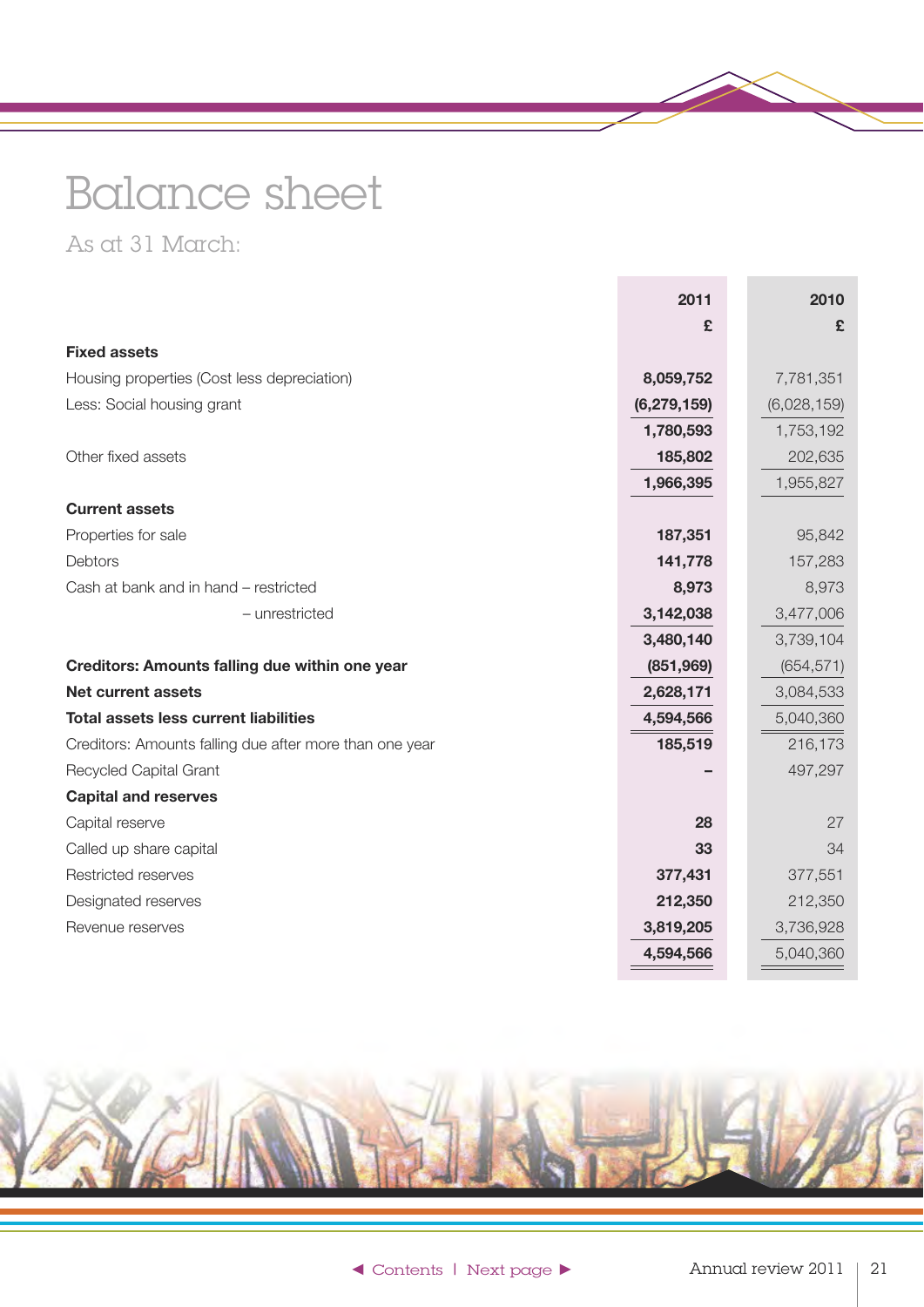# Balance sheet

As at 31 March:

| | 2011 £ | 2010 £ |
|---|---|---|
| **Fixed assets** | | |
| Housing properties (Cost less depreciation) | **8,059,752** | 7,781,351 |
| Less: Social housing grant | **(6,279,159)** | (6,028,159) |
| | **1,780,593** | 1,753,192 |
| Other fixed assets | **185,802** | 202,635 |
| | **1,966,395** | 1,955,827 |
| **Current assets** | | |
| Properties for sale | **187,351** | 95,842 |
| Debtors | **141,778** | 157,283 |
| Cash at bank and in hand – restricted | **8,973** | 8,973 |
| – unrestricted | **3,142,038** | 3,477,006 |
| | **3,480,140** | 3,739,104 |
| **Creditors: Amounts falling due within one year** | **(851,969)** | (654,571) |
| **Net current assets** | **2,628,171** | 3,084,533 |
| **Total assets less current liabilities** | **4,594,566** | 5,040,360 |
| Creditors: Amounts falling due after more than one year | **185,519** | 216,173 |
| Recycled Capital Grant | **–** | 497,297 |
| **Capital and reserves** | | |
| Capital reserve | **28** | 27 |
| Called up share capital | **33** | 34 |
| Restricted reserves | **377,431** | 377,551 |
| Designated reserves | **212,350** | 212,350 |
| Revenue reserves | **3,819,205** | 3,736,928 |
| | **4,594,566** | 5,040,360 |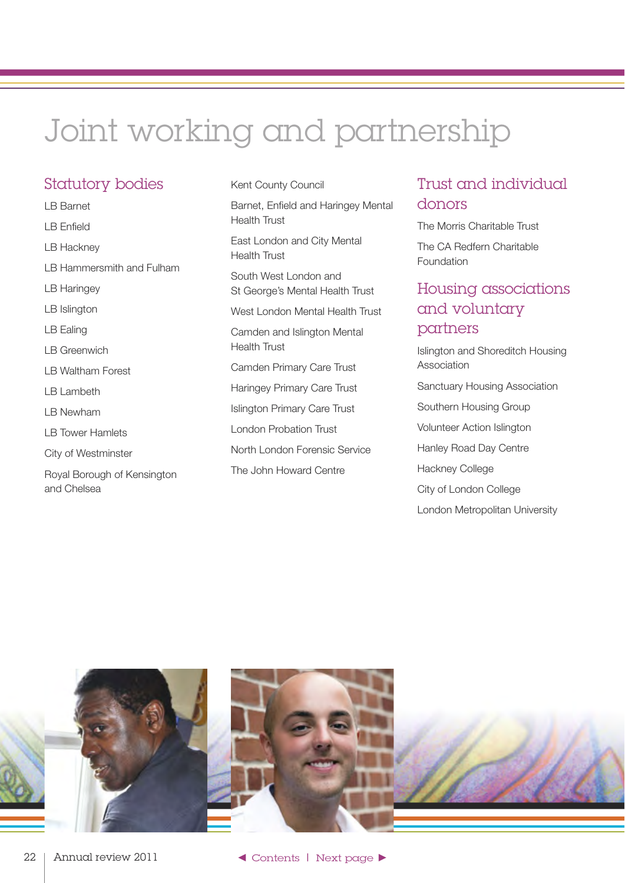# Joint working and partnership

## Statutory bodies

- LB Barnet
- LB Enfield
- LB Hackney
- LB Hammersmith and Fulham
- LB Haringey
- LB Islington
- LB Ealing
- LB Greenwich
- LB Waltham Forest
- LB Lambeth
- LB Newham
- LB Tower Hamlets
- City of Westminster
- Royal Borough of Kensington and Chelsea
- Kent County Council
- Barnet, Enfield and Haringey Mental Health Trust
- East London and City Mental Health Trust
- South West London and St George's Mental Health Trust
- West London Mental Health Trust
- Camden and Islington Mental Health Trust
- Camden Primary Care Trust
- Haringey Primary Care Trust
- Islington Primary Care Trust
- London Probation Trust
- North London Forensic Service
- The John Howard Centre

## Trust and individual donors

- The Morris Charitable Trust
- The CA Redfern Charitable Foundation

## Housing associations and voluntary partners

- Islington and Shoreditch Housing Association
- Sanctuary Housing Association
- Southern Housing Group
- Volunteer Action Islington
- Hanley Road Day Centre
- Hackney College
- City of London College
- London Metropolitan University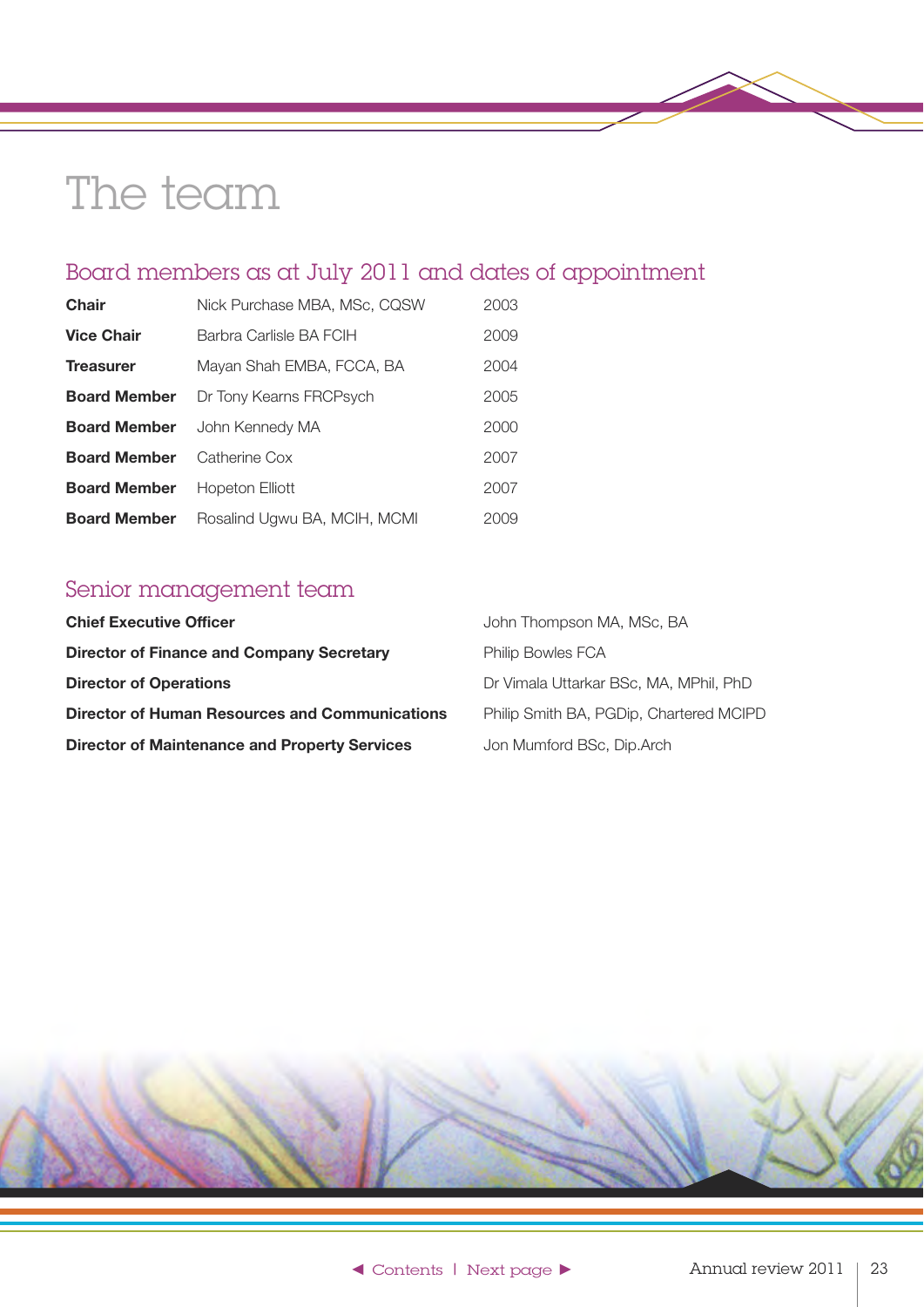# The team

## Board members as at July 2011 and dates of appointment

| | | |
|---|---|---|
| **Chair** | Nick Purchase MBA, MSc, CQSW | 2003 |
| **Vice Chair** | Barbra Carlisle BA FCIH | 2009 |
| **Treasurer** | Mayan Shah EMBA, FCCA, BA | 2004 |
| **Board Member** | Dr Tony Kearns FRCPsych | 2005 |
| **Board Member** | John Kennedy MA | 2000 |
| **Board Member** | Catherine Cox | 2007 |
| **Board Member** | Hopeton Elliott | 2007 |
| **Board Member** | Rosalind Ugwu BA, MCIH, MCMI | 2009 |

## Senior management team

| | |
|---|---|
| **Chief Executive Officer** | John Thompson MA, MSc, BA |
| **Director of Finance and Company Secretary** | Philip Bowles FCA |
| **Director of Operations** | Dr Vimala Uttarkar BSc, MA, MPhil, PhD |
| **Director of Human Resources and Communications** | Philip Smith BA, PGDip, Chartered MCIPD |
| **Director of Maintenance and Property Services** | Jon Mumford BSc, Dip.Arch |

◄ Contents | Next page ►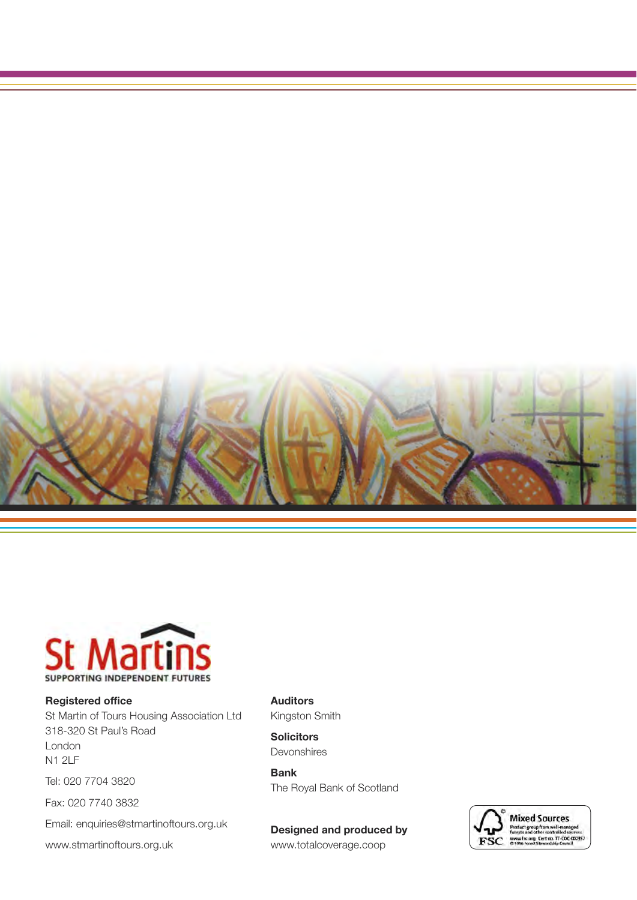St Martins
SUPPORTING INDEPENDENT FUTURES

**Registered office**
St Martin of Tours Housing Association Ltd
318-320 St Paul's Road
London
N1 2LF

Tel: 020 7704 3820

Fax: 020 7740 3832

Email: enquiries@stmartinoftours.org.uk

www.stmartinoftours.org.uk

**Auditors**
Kingston Smith

**Solicitors**
Devonshires

**Bank**
The Royal Bank of Scotland

**Designed and produced by**
www.totalcoverage.coop

Mixed Sources
Product group from well-managed forests and other controlled sources
www.fsc.org Cert no. TT-COC-002357
© 1996 Forest Stewardship Council